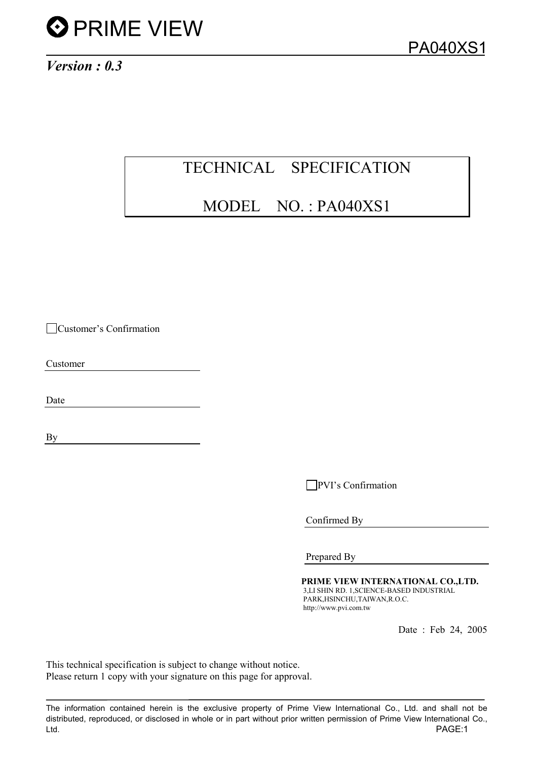**PRIME VIEW**

**PA040XS1**

***Version : 0.3***

# TECHNICAL SPECIFICATION

# MODEL NO. : PA040XS1

☐ Customer's Confirmation

Customer ______________________

Date ______________________

By ______________________

☐ PVI's Confirmation

Confirmed By ______________________

Prepared By ______________________

**PRIME VIEW INTERNATIONAL CO.,LTD.**
3,LI SHIN RD. 1,SCIENCE-BASED INDUSTRIAL PARK,HSINCHU,TAIWAN,R.O.C.
http://www.pvi.com.tw

Date : Feb 24, 2005

This technical specification is subject to change without notice.
Please return 1 copy with your signature on this page for approval.

The information contained herein is the exclusive property of Prime View International Co., Ltd. and shall not be distributed, reproduced, or disclosed in whole or in part without prior written permission of Prime View International Co., Ltd.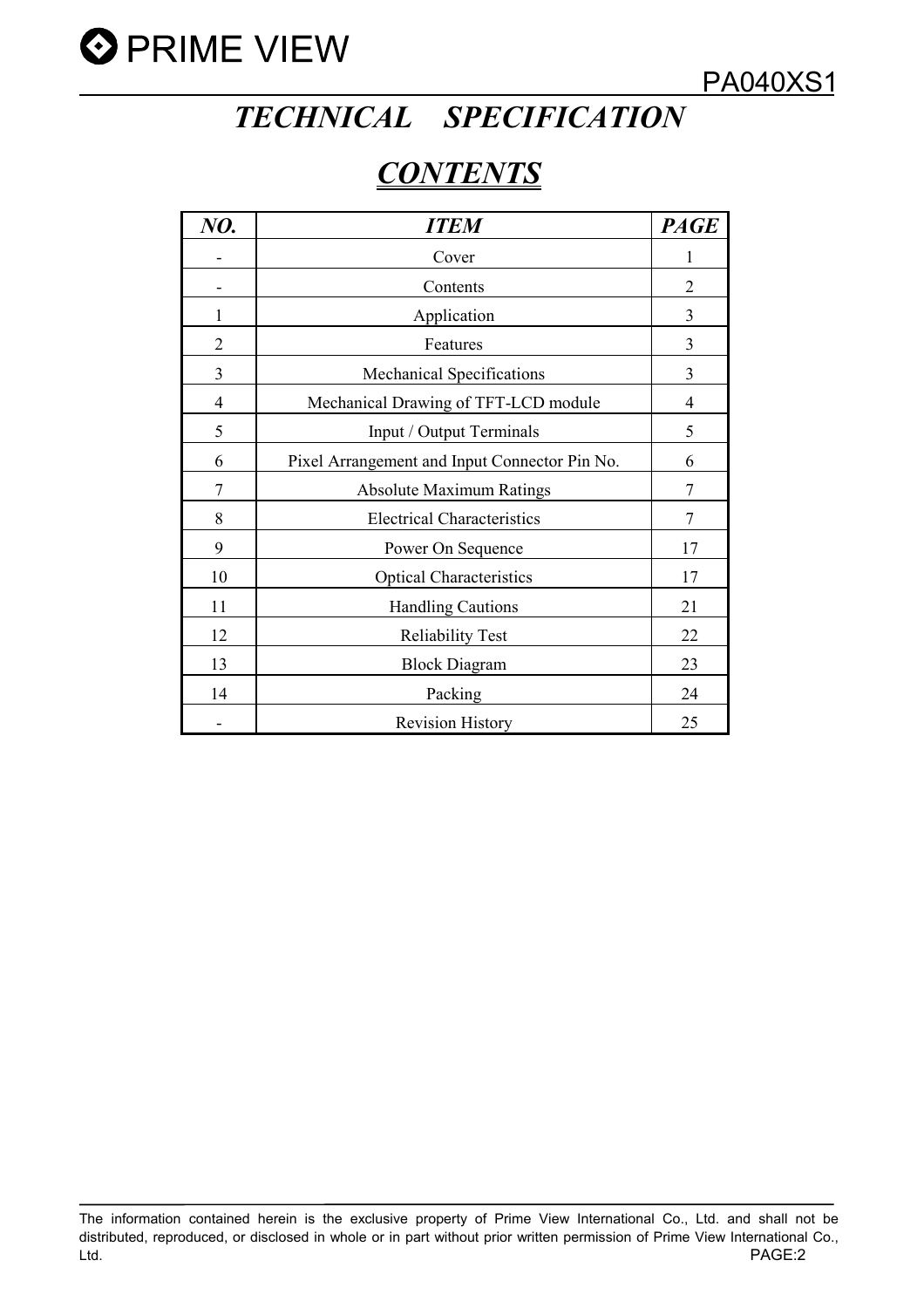# *TECHNICAL SPECIFICATION*

## ***CONTENTS***

| *NO.* | *ITEM* | *PAGE* |
|---|---|---|
| - | Cover | 1 |
| - | Contents | 2 |
| 1 | Application | 3 |
| 2 | Features | 3 |
| 3 | Mechanical Specifications | 3 |
| 4 | Mechanical Drawing of TFT-LCD module | 4 |
| 5 | Input / Output Terminals | 5 |
| 6 | Pixel Arrangement and Input Connector Pin No. | 6 |
| 7 | Absolute Maximum Ratings | 7 |
| 8 | Electrical Characteristics | 7 |
| 9 | Power On Sequence | 17 |
| 10 | Optical Characteristics | 17 |
| 11 | Handling Cautions | 21 |
| 12 | Reliability Test | 22 |
| 13 | Block Diagram | 23 |
| 14 | Packing | 24 |
| - | Revision History | 25 |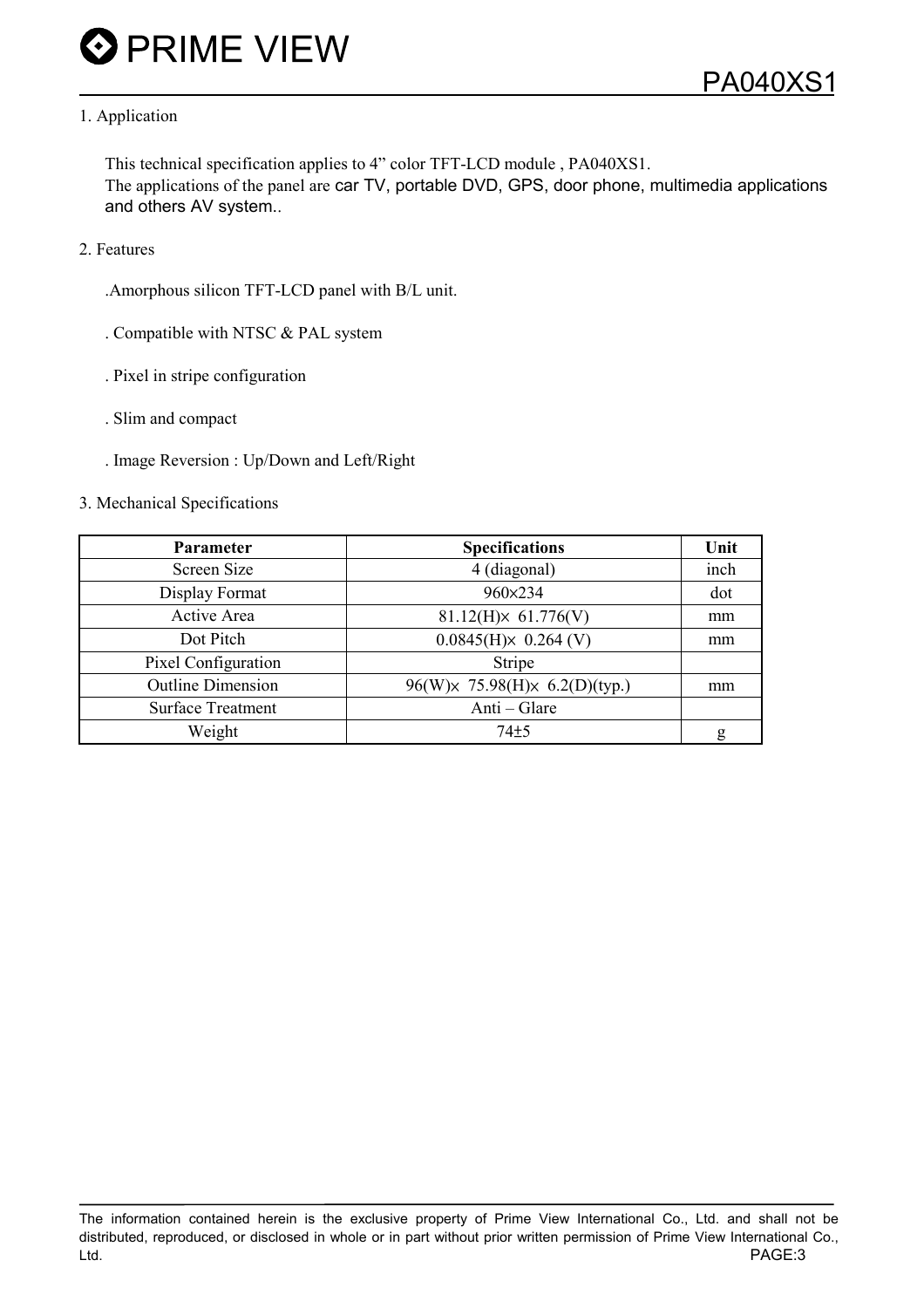## 1. Application

This technical specification applies to 4" color TFT-LCD module , PA040XS1.
The applications of the panel are car TV, portable DVD, GPS, door phone, multimedia applications and others AV system..

## 2. Features

.Amorphous silicon TFT-LCD panel with B/L unit.

. Compatible with NTSC & PAL system

. Pixel in stripe configuration

. Slim and compact

. Image Reversion : Up/Down and Left/Right

## 3. Mechanical Specifications

| Parameter | Specifications | Unit |
|---|---|---|
| Screen Size | 4 (diagonal) | inch |
| Display Format | 960×234 | dot |
| Active Area | 81.12(H)× 61.776(V) | mm |
| Dot Pitch | 0.0845(H)× 0.264 (V) | mm |
| Pixel Configuration | Stripe | |
| Outline Dimension | 96(W)× 75.98(H)× 6.2(D)(typ.) | mm |
| Surface Treatment | Anti – Glare | |
| Weight | 74±5 | g |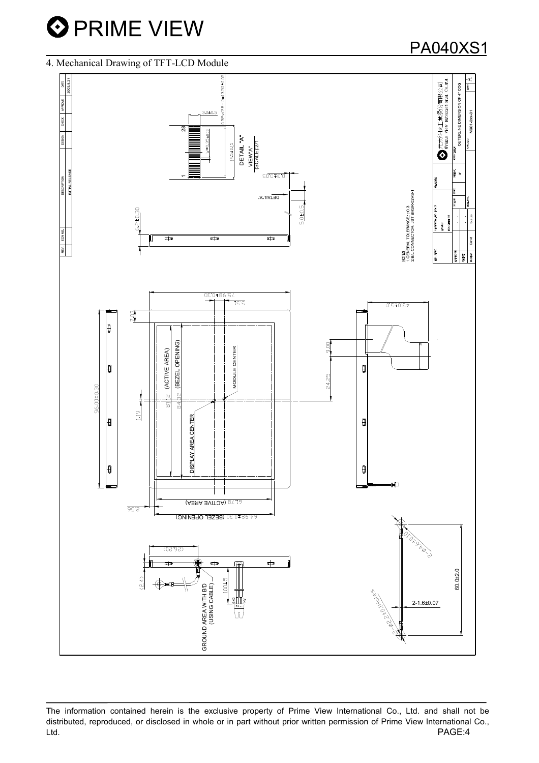## 4. Mechanical Drawing of TFT-LCD Module

| REV. | ECN NO. | DESCRIPTION | DESIGN | CHECK | APPROVE | DATE |
|---|---|---|---|---|---|---|
| | | INITIAL RELEASE | | | | 2003.8.21 |

DETAIL "A"
VIEW"A"
(SCALE)2/1

28
1
3.0±0.5
0.5P×(28−1)=13.5±0.05
W=0.30±0.05
14.5±0.15
0.3±0.05
DETAIL"A"
5.0±0.5
6.2±0.30

NOTES
1.GENERAL TOLERANCE: ±0.3
2.B/L CONNECTOR: JST BHSR-02VS-1

Prime View International Co.,Ltd.
OUTERLINE DIMENSION OF 4" COG
M001-2xxx-01

75.98±0.30
5.51
7.03
(ACTIVE AREA)
(BEZEL OPENING)
81.12
84.22
MODULE CENTER
DISPLAY AREA CENTER
96.00±0.30
1.19
3.00
24.25
43.0±5.0
61.78 (ACTIVE AREA)
64.98±0.30 (BEZEL OPENING)
2.56

(26.20)
(2.4)
100±5
GND
HV
GROUND AREA WITH B'D
(USING CABLE)
2-Ø4.6±0.10
60.0±2.0
2-1.6±0.07
2-Ø2.2±0.1Holes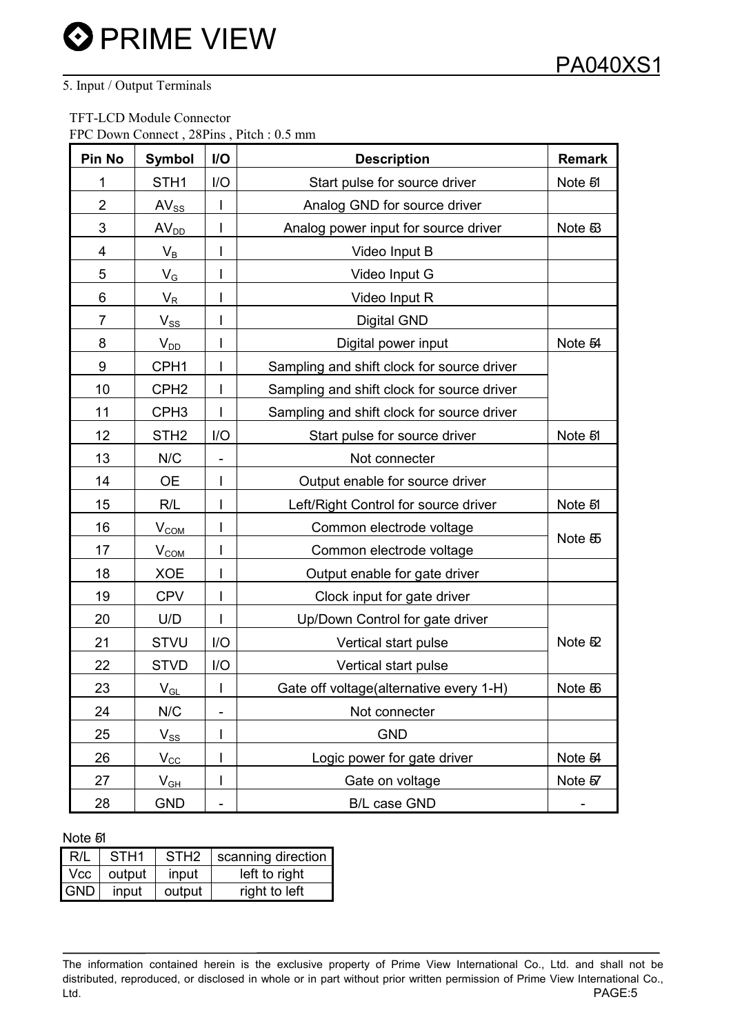5. Input / Output Terminals

TFT-LCD Module Connector

FPC Down Connect , 28Pins , Pitch : 0.5 mm

| Pin No | Symbol | I/O | Description | Remark |
|---|---|---|---|---|
| 1 | STH1 | I/O | Start pulse for source driver | Note 5-1 |
| 2 | $AV_{SS}$ | I | Analog GND for source driver | |
| 3 | $AV_{DD}$ | I | Analog power input for source driver | Note 5-3 |
| 4 | $V_B$ | I | Video Input B | |
| 5 | $V_G$ | I | Video Input G | |
| 6 | $V_R$ | I | Video Input R | |
| 7 | $V_{SS}$ | I | Digital GND | |
| 8 | $V_{DD}$ | I | Digital power input | Note 5-4 |
| 9 | CPH1 | I | Sampling and shift clock for source driver | |
| 10 | CPH2 | I | Sampling and shift clock for source driver | |
| 11 | CPH3 | I | Sampling and shift clock for source driver | |
| 12 | STH2 | I/O | Start pulse for source driver | Note 5-1 |
| 13 | N/C | - | Not connecter | |
| 14 | OE | I | Output enable for source driver | |
| 15 | R/L | I | Left/Right Control for source driver | Note 5-1 |
| 16 | $V_{COM}$ | I | Common electrode voltage | Note 5-5 |
| 17 | $V_{COM}$ | I | Common electrode voltage | |
| 18 | XOE | I | Output enable for gate driver | |
| 19 | CPV | I | Clock input for gate driver | |
| 20 | U/D | I | Up/Down Control for gate driver | Note 5-2 |
| 21 | STVU | I/O | Vertical start pulse | |
| 22 | STVD | I/O | Vertical start pulse | |
| 23 | $V_{GL}$ | I | Gate off voltage(alternative every 1-H) | Note 5-6 |
| 24 | N/C | - | Not connecter | |
| 25 | $V_{SS}$ | I | GND | |
| 26 | $V_{CC}$ | I | Logic power for gate driver | Note 5-4 |
| 27 | $V_{GH}$ | I | Gate on voltage | Note 5-7 |
| 28 | GND | - | B/L case GND | - |

Note 5-1

| R/L | STH1 | STH2 | scanning direction |
|---|---|---|---|
| Vcc | output | input | left to right |
| GND | input | output | right to left |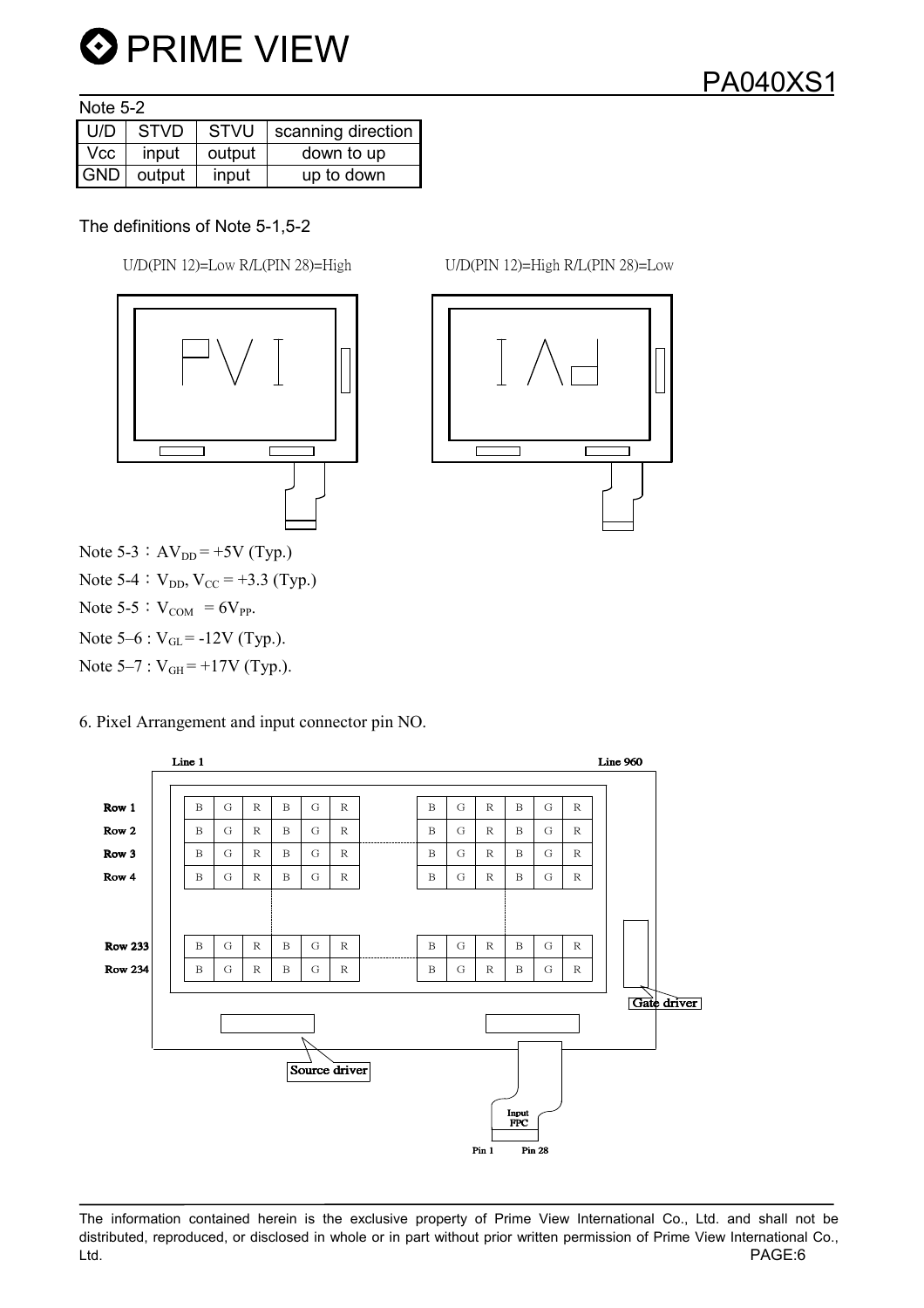Note 5-2

| U/D | STVD | STVU | scanning direction |
|---|---|---|---|
| Vcc | input | output | down to up |
| GND | output | input | up to down |

The definitions of Note 5-1,5-2

U/D(PIN 12)=Low R/L(PIN 28)=High

U/D(PIN 12)=High R/L(PIN 28)=Low

Note 5-3：$AV_{DD}$ = +5V (Typ.)

Note 5-4：$V_{DD}$, $V_{CC}$ = +3.3 (Typ.)

Note 5-5：$V_{COM}$ = $6V_{PP}$.

Note 5–6 : $V_{GL}$ = -12V (Typ.).

Note 5–7 : $V_{GH}$ = +17V (Typ.).

6. Pixel Arrangement and input connector pin NO.

Line 1 ... Line 960

| | | | | | | | | | | | | |
|---|---|---|---|---|---|---|---|---|---|---|---|---|
| Row 1 | B | G | R | B | G | R | B | G | R | B | G | R |
| Row 2 | B | G | R | B | G | R | B | G | R | B | G | R |
| Row 3 | B | G | R | B | G | R | B | G | R | B | G | R |
| Row 4 | B | G | R | B | G | R | B | G | R | B | G | R |
| Row 233 | B | G | R | B | G | R | B | G | R | B | G | R |
| Row 234 | B | G | R | B | G | R | B | G | R | B | G | R |

Gate driver

Source driver

Input FPC

Pin 1 Pin 28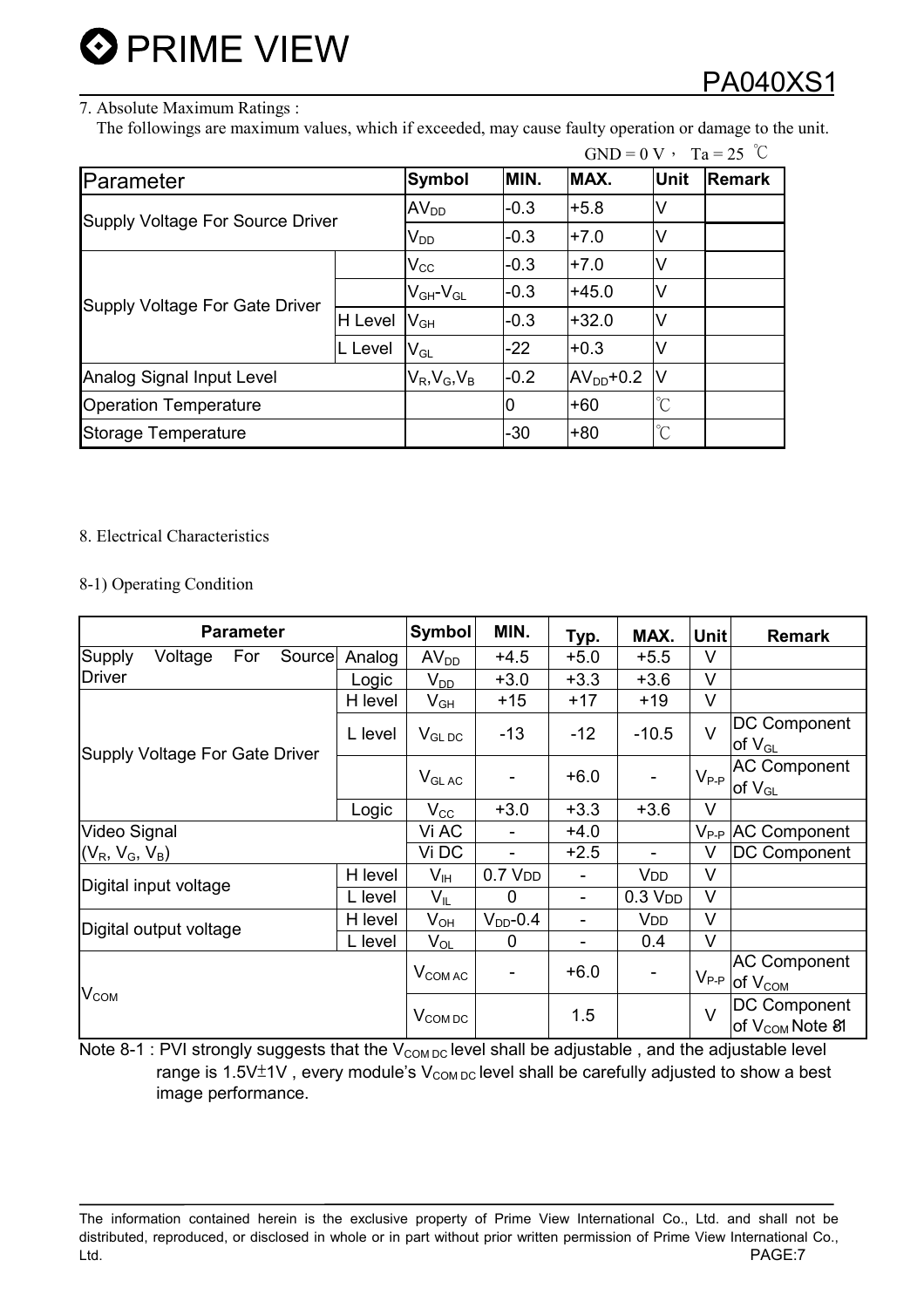## 7. Absolute Maximum Ratings :

The followings are maximum values, which if exceeded, may cause faulty operation or damage to the unit.

GND = 0 V， Ta = 25 ℃

| Parameter | | Symbol | MIN. | MAX. | Unit | Remark |
|---|---|---|---|---|---|---|
| Supply Voltage For Source Driver | | $AV_{DD}$ | -0.3 | +5.8 | V | |
| | | $V_{DD}$ | -0.3 | +7.0 | V | |
| Supply Voltage For Gate Driver | | $V_{CC}$ | -0.3 | +7.0 | V | |
| | | $V_{GH}$-$V_{GL}$ | -0.3 | +45.0 | V | |
| | H Level | $V_{GH}$ | -0.3 | +32.0 | V | |
| | L Level | $V_{GL}$ | -22 | +0.3 | V | |
| Analog Signal Input Level | | $V_R,V_G,V_B$ | -0.2 | $AV_{DD}$+0.2 | V | |
| Operation Temperature | | | 0 | +60 | ℃ | |
| Storage Temperature | | | -30 | +80 | ℃ | |

## 8. Electrical Characteristics

### 8-1) Operating Condition

| Parameter | | Symbol | MIN. | Typ. | MAX. | Unit | Remark |
|---|---|---|---|---|---|---|---|
| Supply Voltage For Source Driver | Analog | $AV_{DD}$ | +4.5 | +5.0 | +5.5 | V | |
| | Logic | $V_{DD}$ | +3.0 | +3.3 | +3.6 | V | |
| Supply Voltage For Gate Driver | H level | $V_{GH}$ | +15 | +17 | +19 | V | |
| | L level | $V_{GL\ DC}$ | -13 | -12 | -10.5 | V | DC Component of $V_{GL}$ |
| | | $V_{GL\ AC}$ | - | +6.0 | - | $V_{P-P}$ | AC Component of $V_{GL}$ |
| | Logic | $V_{CC}$ | +3.0 | +3.3 | +3.6 | V | |
| Video Signal ($V_R$, $V_G$, $V_B$) | | Vi AC | - | +4.0 | | $V_{P-P}$ | AC Component |
| | | Vi DC | - | +2.5 | - | V | DC Component |
| Digital input voltage | H level | $V_{IH}$ | 0.7 $V_{DD}$ | - | $V_{DD}$ | V | |
| | L level | $V_{IL}$ | 0 | - | 0.3 $V_{DD}$ | V | |
| Digital output voltage | H level | $V_{OH}$ | $V_{DD}$-0.4 | - | $V_{DD}$ | V | |
| | L level | $V_{OL}$ | 0 | - | 0.4 | V | |
| $V_{COM}$ | | $V_{COM\ AC}$ | - | +6.0 | - | $V_{P-P}$ | AC Component of $V_{COM}$ |
| | | $V_{COM\ DC}$ | | 1.5 | | V | DC Component of $V_{COM}$ Note 8-1 |

Note 8-1 : PVI strongly suggests that the $V_{COM\ DC}$ level shall be adjustable , and the adjustable level range is 1.5V±1V , every module's $V_{COM\ DC}$ level shall be carefully adjusted to show a best image performance.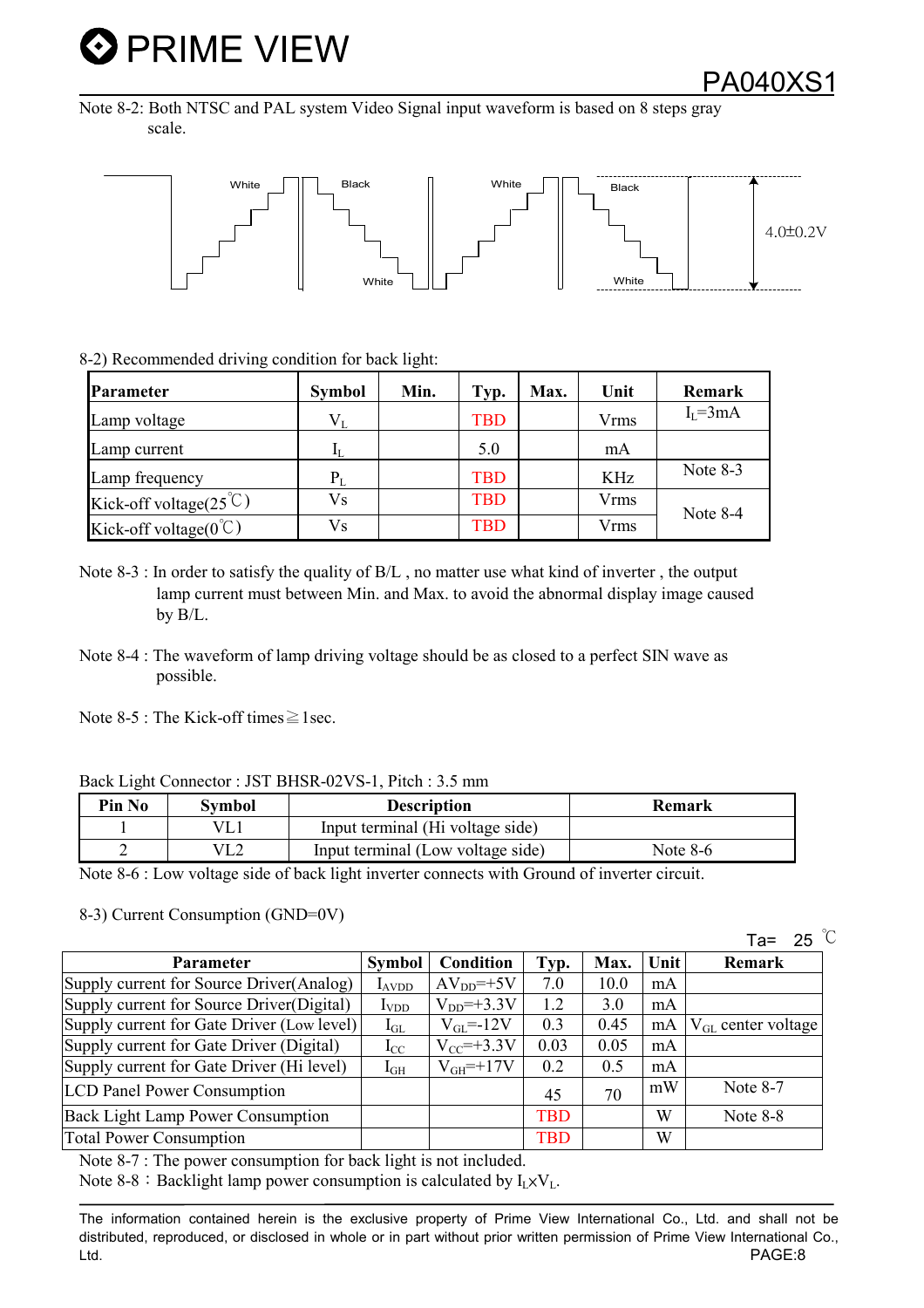Note 8-2: Both NTSC and PAL system Video Signal input waveform is based on 8 steps gray scale.

White Black White Black White White 4.0±0.2V

8-2) Recommended driving condition for back light:

| Parameter | Symbol | Min. | Typ. | Max. | Unit | Remark |
|---|---|---|---|---|---|---|
| Lamp voltage | $V_L$ | | TBD | | Vrms | $I_L$=3mA |
| Lamp current | $I_L$ | | 5.0 | | mA | |
| Lamp frequency | $P_L$ | | TBD | | KHz | Note 8-3 |
| Kick-off voltage(25℃) | Vs | | TBD | | Vrms | Note 8-4 |
| Kick-off voltage(0℃) | Vs | | TBD | | Vrms | |

Note 8-3 : In order to satisfy the quality of B/L , no matter use what kind of inverter , the output lamp current must between Min. and Max. to avoid the abnormal display image caused by B/L.

Note 8-4 : The waveform of lamp driving voltage should be as closed to a perfect SIN wave as possible.

Note 8-5 : The Kick-off times≧1sec.

Back Light Connector : JST BHSR-02VS-1, Pitch : 3.5 mm

| Pin No | Symbol | Description | Remark |
|---|---|---|---|
| 1 | VL1 | Input terminal (Hi voltage side) | |
| 2 | VL2 | Input terminal (Low voltage side) | Note 8-6 |

Note 8-6 : Low voltage side of back light inverter connects with Ground of inverter circuit.

8-3) Current Consumption (GND=0V)

Ta= 25 ℃

| Parameter | Symbol | Condition | Typ. | Max. | Unit | Remark |
|---|---|---|---|---|---|---|
| Supply current for Source Driver(Analog) | $I_{AVDD}$ | $AV_{DD}$=+5V | 7.0 | 10.0 | mA | |
| Supply current for Source Driver(Digital) | $I_{VDD}$ | $V_{DD}$=+3.3V | 1.2 | 3.0 | mA | |
| Supply current for Gate Driver (Low level) | $I_{GL}$ | $V_{GL}$=-12V | 0.3 | 0.45 | mA | $V_{GL}$ center voltage |
| Supply current for Gate Driver (Digital) | $I_{CC}$ | $V_{CC}$=+3.3V | 0.03 | 0.05 | mA | |
| Supply current for Gate Driver (Hi level) | $I_{GH}$ | $V_{GH}$=+17V | 0.2 | 0.5 | mA | |
| LCD Panel Power Consumption | | | 45 | 70 | mW | Note 8-7 |
| Back Light Lamp Power Consumption | | | TBD | | W | Note 8-8 |
| Total Power Consumption | | | TBD | | W | |

Note 8-7 : The power consumption for back light is not included.

Note 8-8：Backlight lamp power consumption is calculated by $I_L \times V_L$.

The information contained herein is the exclusive property of Prime View International Co., Ltd. and shall not be distributed, reproduced, or disclosed in whole or in part without prior written permission of Prime View International Co., Ltd.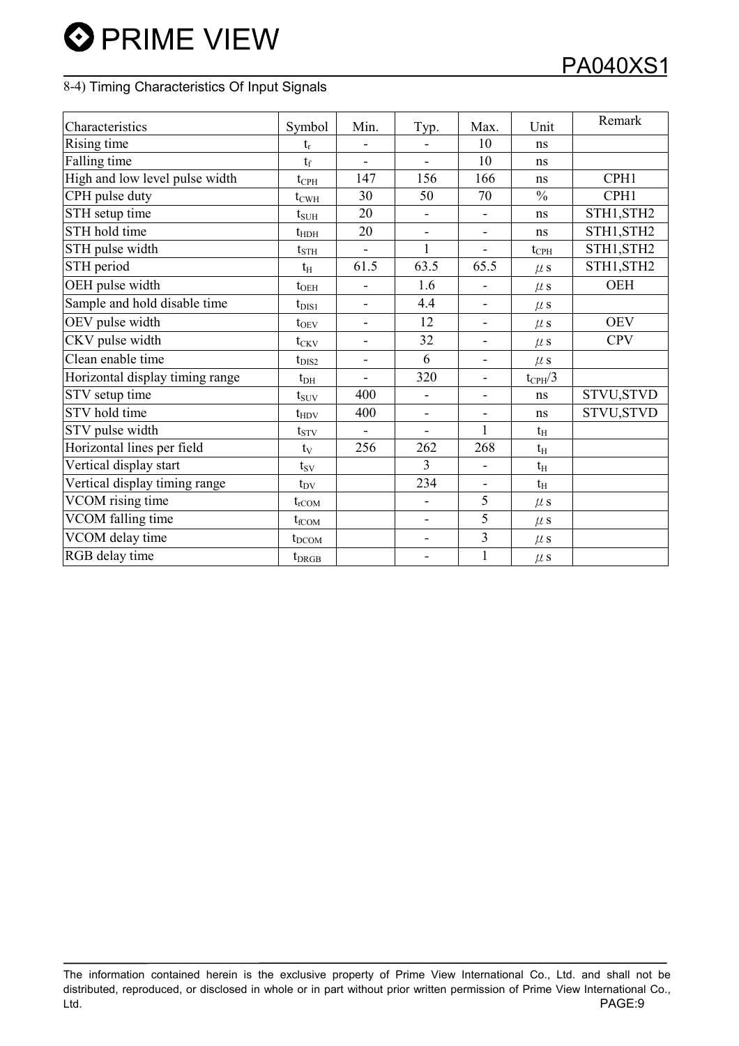8-4) Timing Characteristics Of Input Signals

| Characteristics | Symbol | Min. | Typ. | Max. | Unit | Remark |
|---|---|---|---|---|---|---|
| Rising time | $t_r$ | - | - | 10 | ns | |
| Falling time | $t_f$ | - | - | 10 | ns | |
| High and low level pulse width | $t_{CPH}$ | 147 | 156 | 166 | ns | CPH1 |
| CPH pulse duty | $t_{CWH}$ | 30 | 50 | 70 | % | CPH1 |
| STH setup time | $t_{SUH}$ | 20 | - | - | ns | STH1,STH2 |
| STH hold time | $t_{HDH}$ | 20 | - | - | ns | STH1,STH2 |
| STH pulse width | $t_{STH}$ | - | 1 | - | $t_{CPH}$ | STH1,STH2 |
| STH period | $t_H$ | 61.5 | 63.5 | 65.5 | $\mu$s | STH1,STH2 |
| OEH pulse width | $t_{OEH}$ | - | 1.6 | - | $\mu$s | OEH |
| Sample and hold disable time | $t_{DIS1}$ | - | 4.4 | - | $\mu$s | |
| OEV pulse width | $t_{OEV}$ | - | 12 | - | $\mu$s | OEV |
| CKV pulse width | $t_{CKV}$ | - | 32 | - | $\mu$s | CPV |
| Clean enable time | $t_{DIS2}$ | - | 6 | - | $\mu$s | |
| Horizontal display timing range | $t_{DH}$ | - | 320 | - | $t_{CPH}/3$ | |
| STV setup time | $t_{SUV}$ | 400 | - | - | ns | STVU,STVD |
| STV hold time | $t_{HDV}$ | 400 | - | - | ns | STVU,STVD |
| STV pulse width | $t_{STV}$ | - | - | 1 | $t_H$ | |
| Horizontal lines per field | $t_V$ | 256 | 262 | 268 | $t_H$ | |
| Vertical display start | $t_{SV}$ | | 3 | - | $t_H$ | |
| Vertical display timing range | $t_{DV}$ | | 234 | - | $t_H$ | |
| VCOM rising time | $t_{rCOM}$ | | - | 5 | $\mu$s | |
| VCOM falling time | $t_{fCOM}$ | | - | 5 | $\mu$s | |
| VCOM delay time | $t_{DCOM}$ | | - | 3 | $\mu$s | |
| RGB delay time | $t_{DRGB}$ | | - | 1 | $\mu$s | |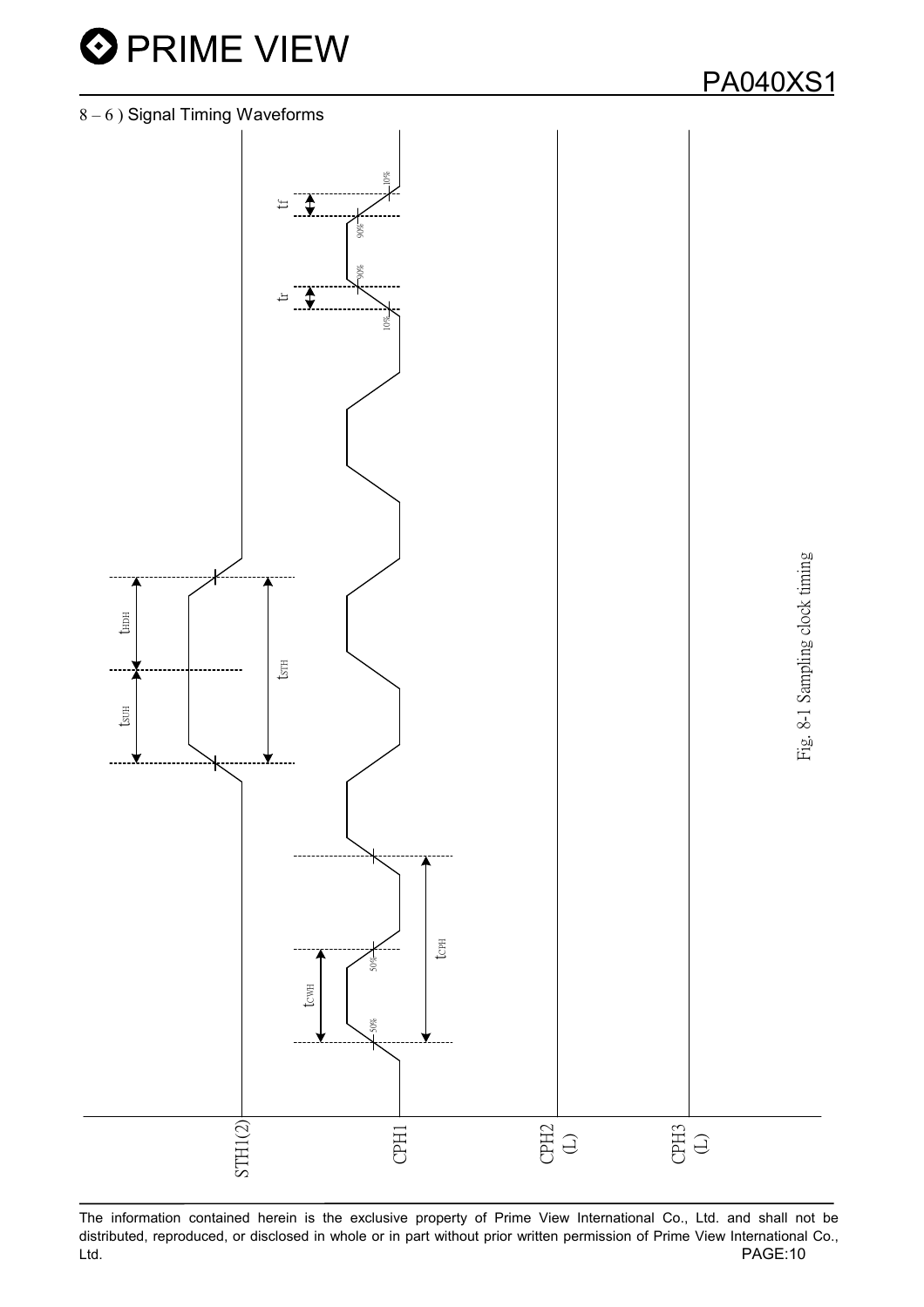8 – 6 ) Signal Timing Waveforms

STH1(2)

CPH1

CPH2 (L)

CPH3 (L)

$t_{HDH}$

$t_{SUH}$

$t_{STH}$

$t_{CWH}$

$t_{CPH}$

tr

tf

50%

50%

10%

90%

90%

10%

Fig. 8-1 Sampling clock timing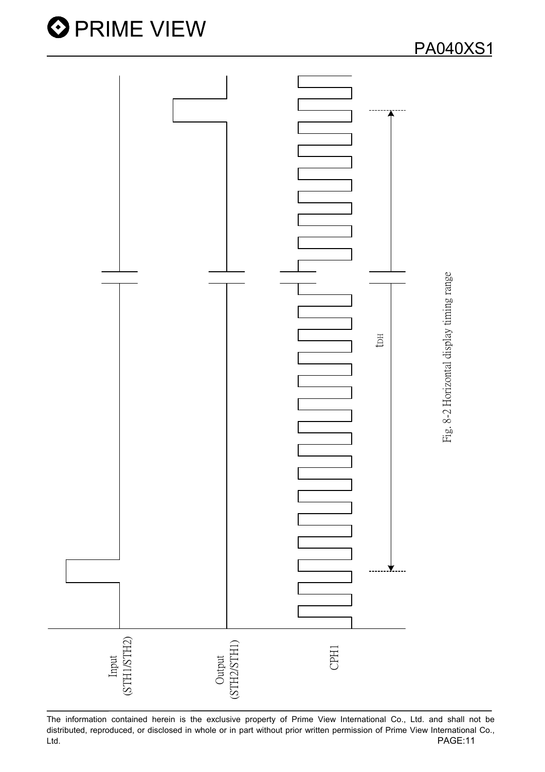Input (STH1/STH2)

Output (STH2/STH1)

CPH1

$t_{DH}$

Fig. 8-2 Horizontal display timing range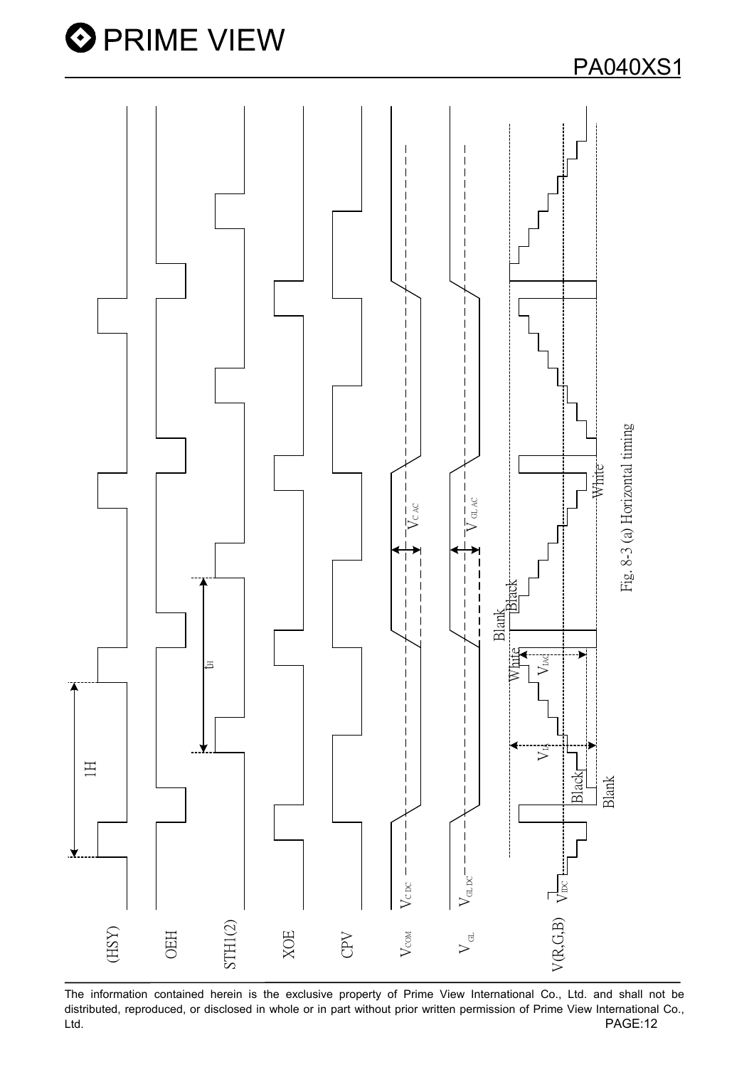(HSY)

OEH

STH1(2)

XOE

CPV

$V_{COM}$

$V_{GL}$

V(R,G,B)

1H

$t_H$

$V_{C\,DC}$

$V_{C\,AC}$

$V_{GL\,DC}$

$V_{GL\,AC}$

$V_{IDC}$

$V_{IAC}$

$V_{I1}$

Black

Blank

White

Fig. 8-3 (a) Horizontal timing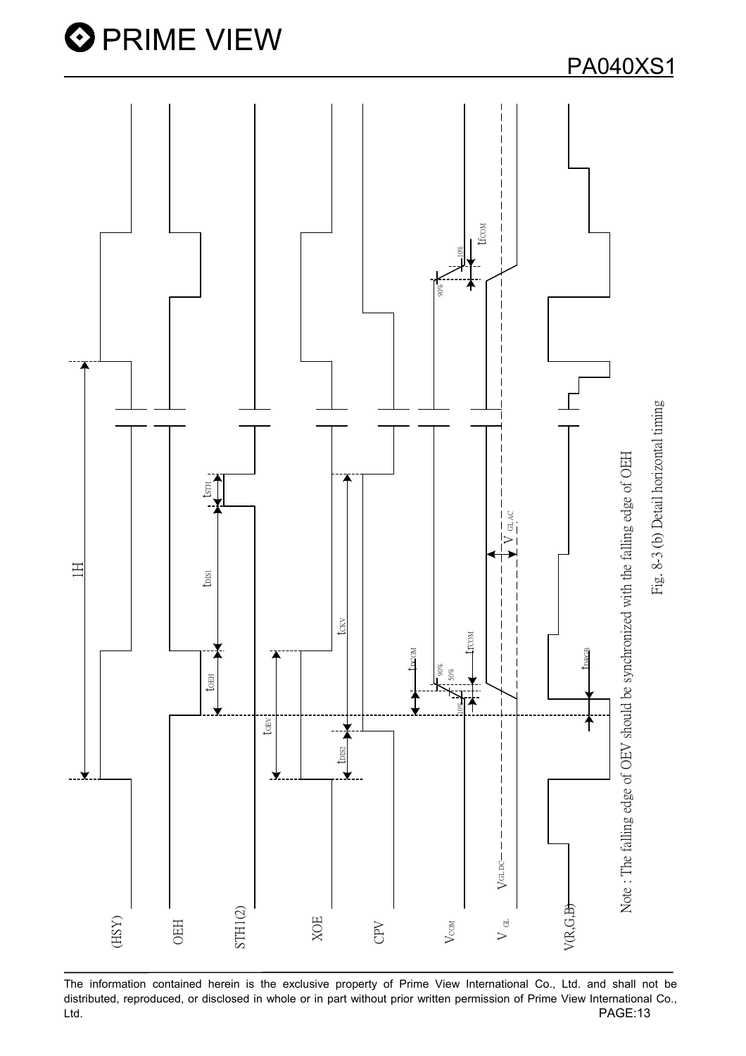Note : The falling edge of OEV should be synchronized with the falling edge of OEH

Fig. 8-3 (b) Detail horizontal timing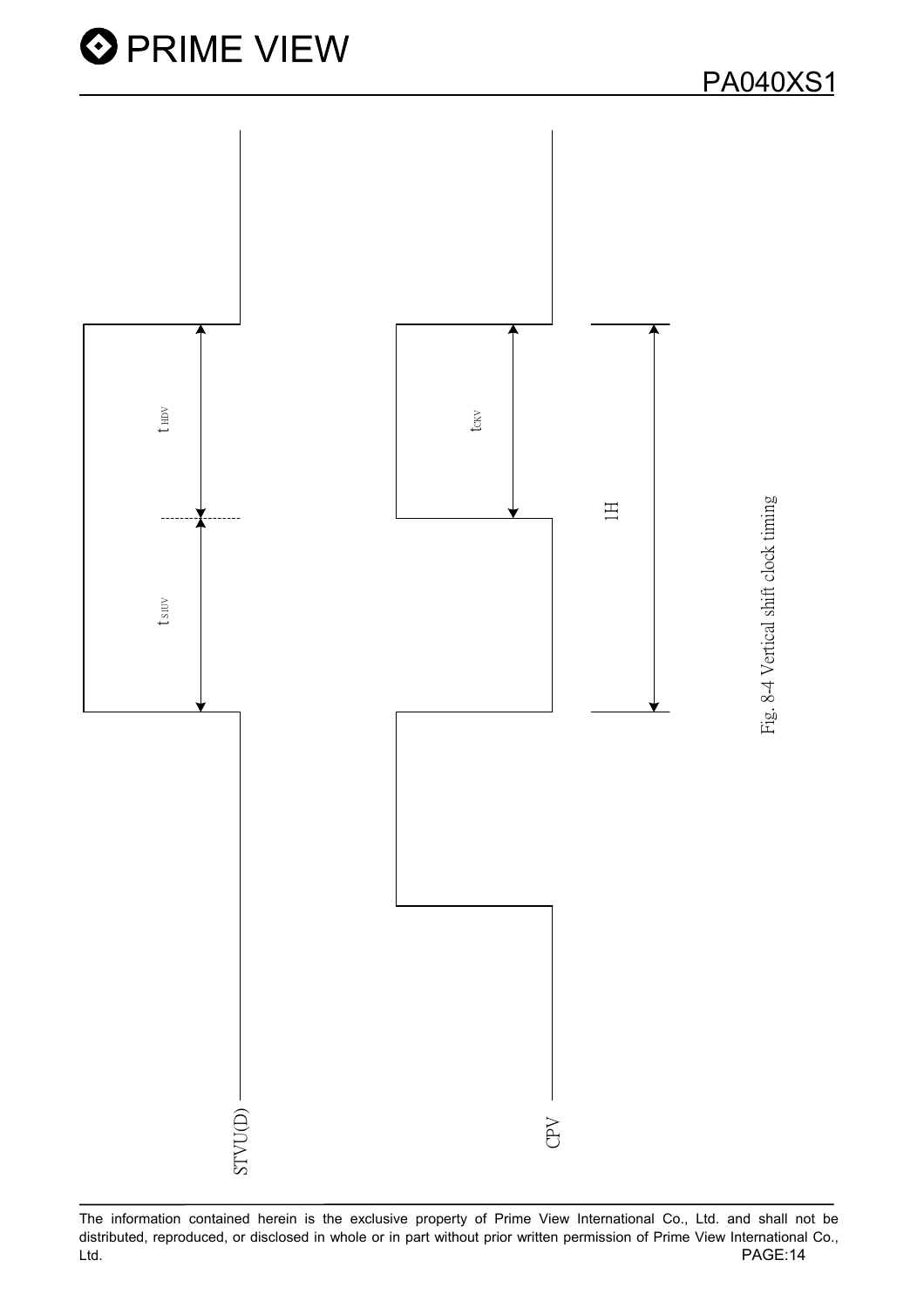STVU(D)

CPV

$t_{SUV}$

$t_{HDV}$

$t_{CKV}$

1H

Fig. 8-4 Vertical shift clock timing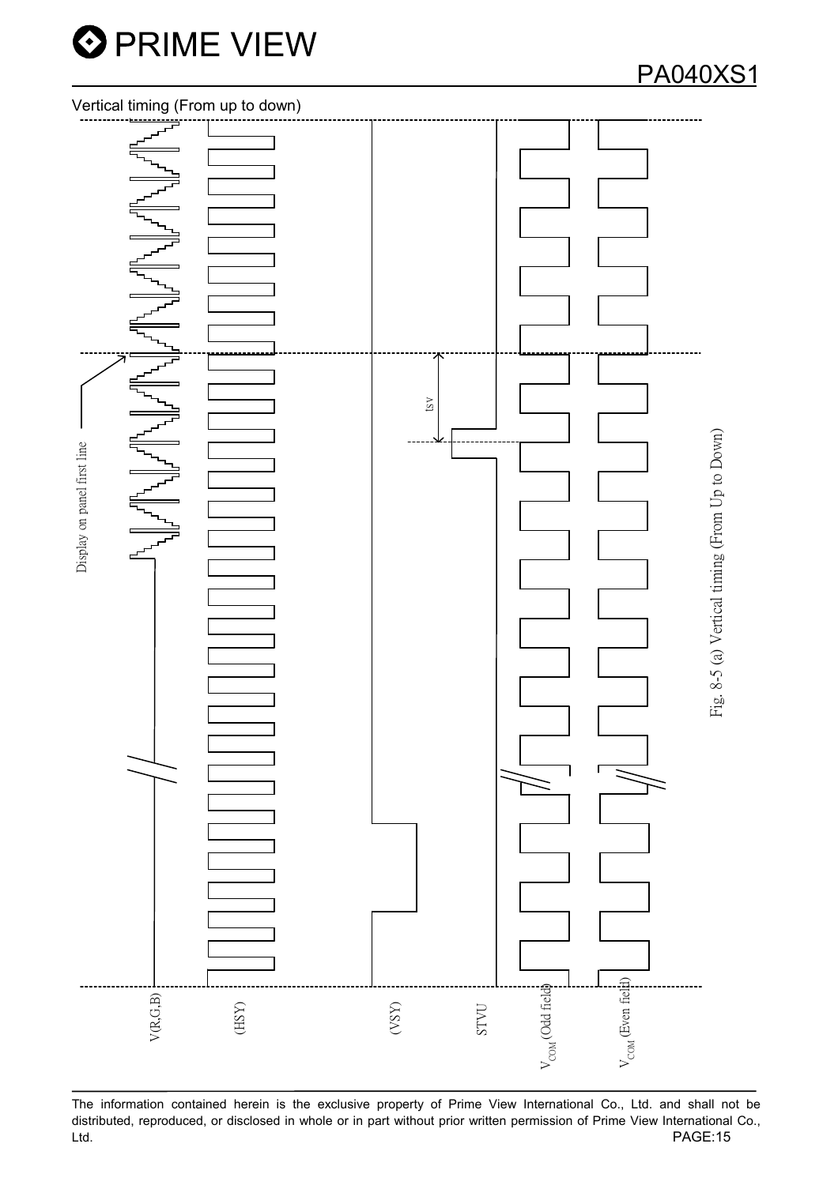Vertical timing (From up to down)

Display on panel first line

tsv

V(R,G,B) (HSY) (VSY) STVU $V_{COM}$ (Odd field) $V_{COM}$ (Even field)

Fig. 8-5 (a) Vertical timing (From Up to Down)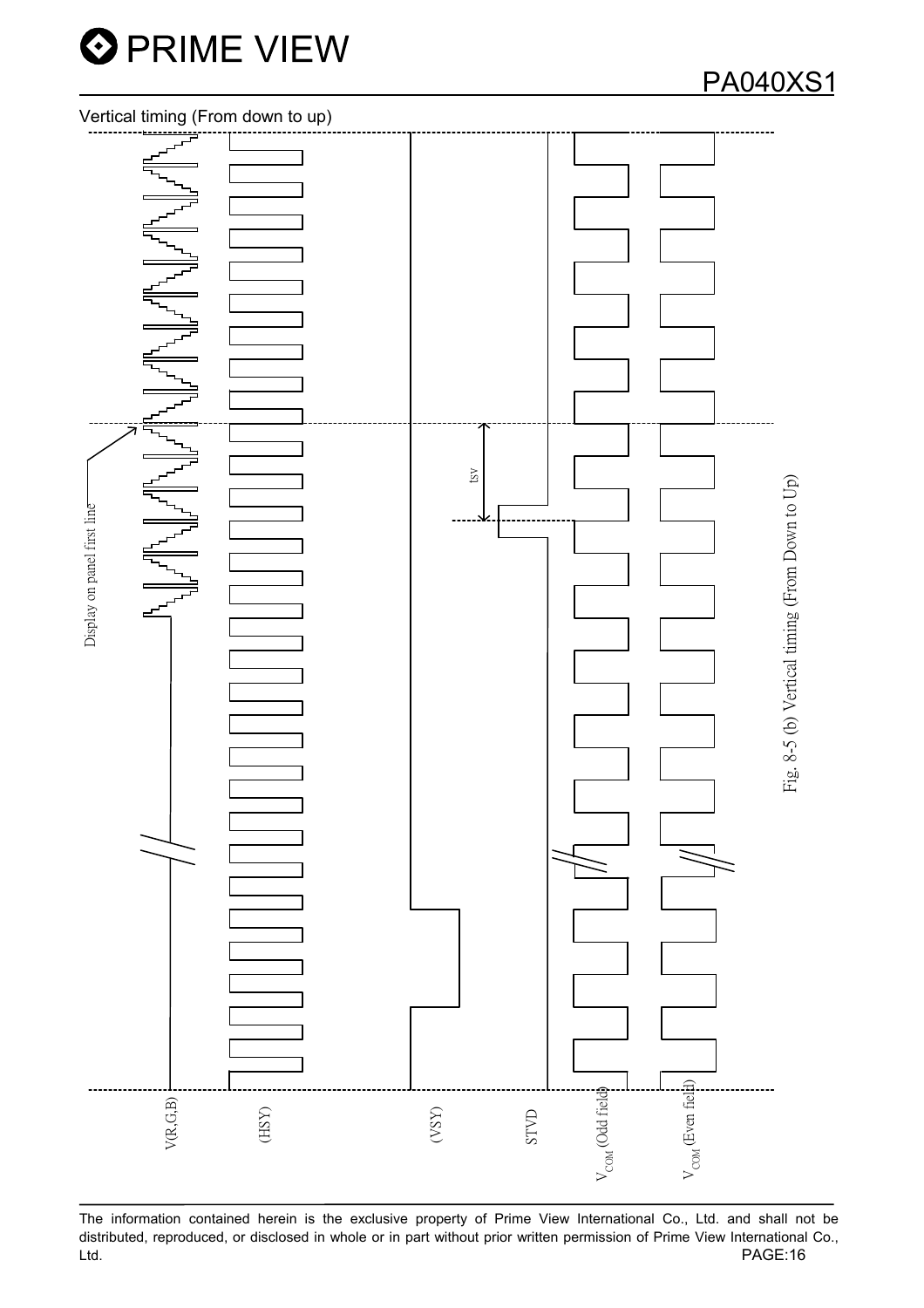Vertical timing (From down to up)

Display on panel first line

tsv

V(R,G,B)

(HSY)

(VSY)

STVD

$V_{COM}$ (Odd field)

$V_{COM}$ (Even field)

Fig. 8-5 (b) Vertical timing (From Down to Up)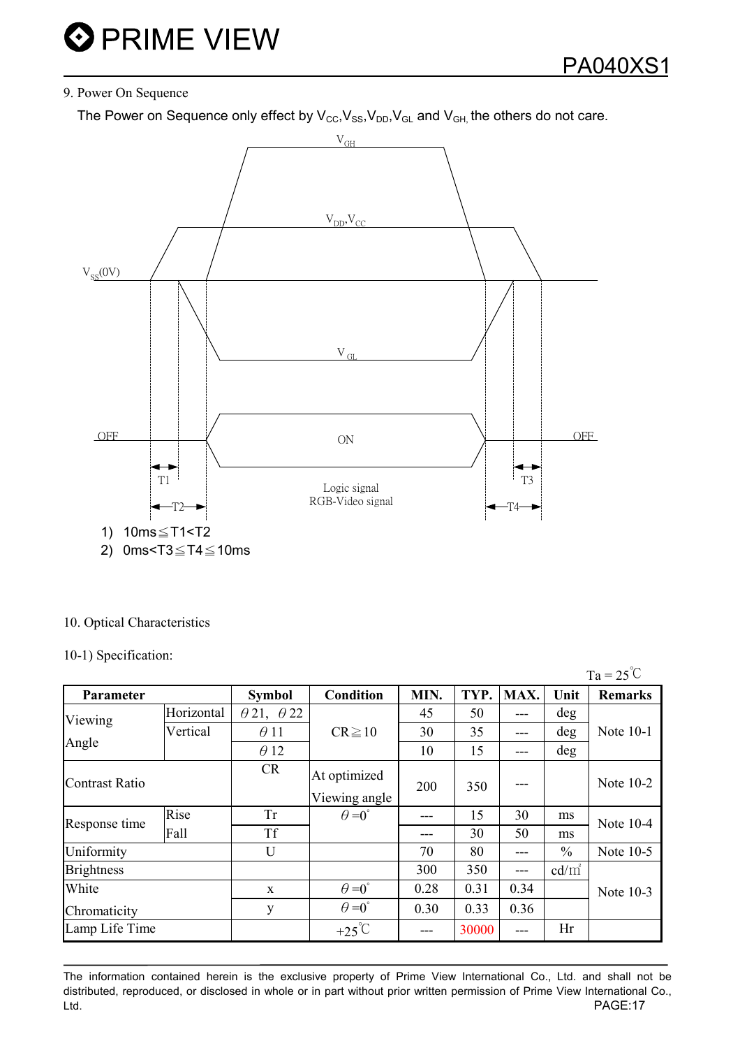## 9. Power On Sequence

The Power on Sequence only effect by $V_{CC}$,$V_{SS}$,$V_{DD}$,$V_{GL}$ and $V_{GH}$, the others do not care.

1) 10ms≦T1<T2
2) 0ms<T3≦T4≦10ms

## 10. Optical Characteristics

### 10-1) Specification:

Ta = 25℃

| Parameter | | Symbol | Condition | MIN. | TYP. | MAX. | Unit | Remarks |
|---|---|---|---|---|---|---|---|---|
| Viewing Angle | Horizontal | θ21, θ22 | CR≧10 | 45 | 50 | --- | deg | Note 10-1 |
| | Vertical | θ11 | | 30 | 35 | --- | deg | |
| | | θ12 | | 10 | 15 | --- | deg | |
| Contrast Ratio | | CR | At optimized Viewing angle | 200 | 350 | --- | | Note 10-2 |
| Response time | Rise | Tr | θ=0° | --- | 15 | 30 | ms | Note 10-4 |
| | Fall | Tf | | --- | 30 | 50 | ms | |
| Uniformity | | U | | 70 | 80 | --- | % | Note 10-5 |
| Brightness | | | | 300 | 350 | --- | cd/㎡ | Note 10-3 |
| White Chromaticity | | x | θ=0° | 0.28 | 0.31 | 0.34 | | |
| | | y | θ=0° | 0.30 | 0.33 | 0.36 | | |
| Lamp Life Time | | | +25℃ | --- | 30000 | --- | Hr | |

The information contained herein is the exclusive property of Prime View International Co., Ltd. and shall not be distributed, reproduced, or disclosed in whole or in part without prior written permission of Prime View International Co., Ltd.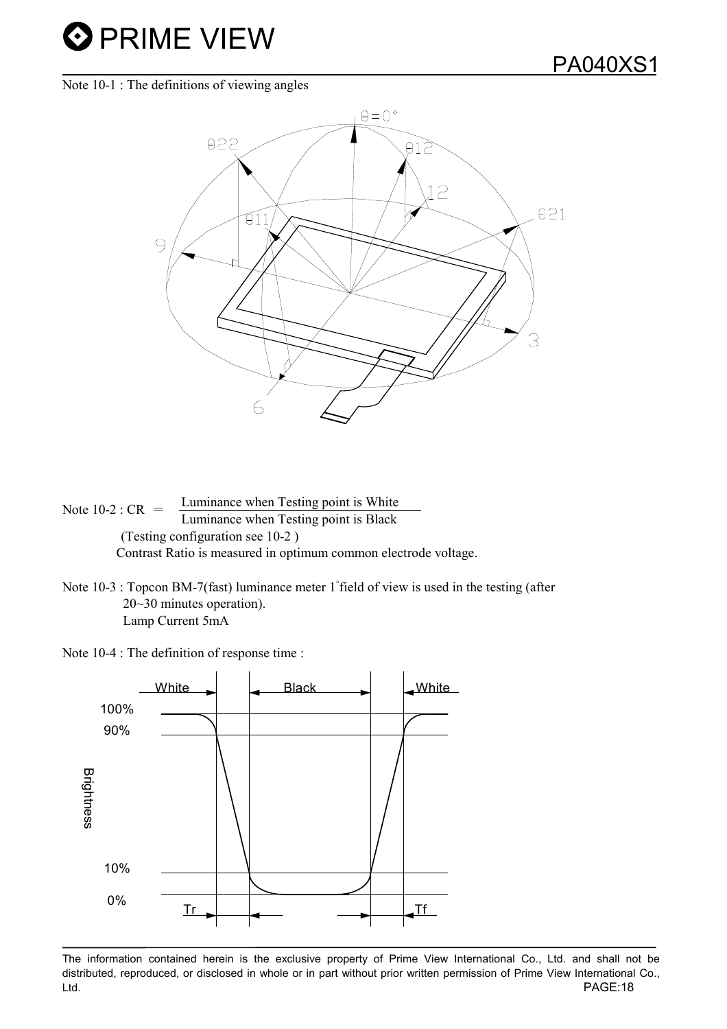Note 10-1 : The definitions of viewing angles

Note 10-2 : CR = $\frac{\text{Luminance when Testing point is White}}{\text{Luminance when Testing point is Black}}$

(Testing configuration see 10-2 )

Contrast Ratio is measured in optimum common electrode voltage.

Note 10-3 : Topcon BM-7(fast) luminance meter 1°field of view is used in the testing (after 20~30 minutes operation).

Lamp Current 5mA

Note 10-4 : The definition of response time :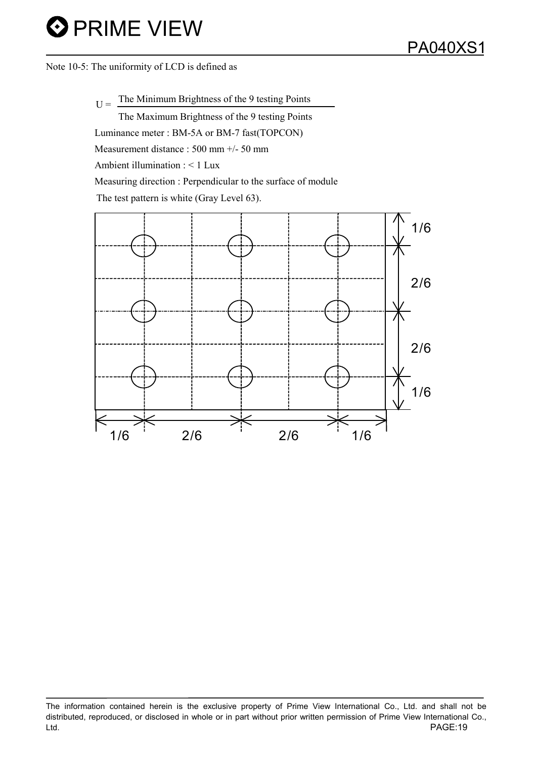Note 10-5: The uniformity of LCD is defined as

$$U = \frac{\text{The Minimum Brightness of the 9 testing Points}}{\text{The Maximum Brightness of the 9 testing Points}}$$

Luminance meter : BM-5A or BM-7 fast(TOPCON)

Measurement distance : 500 mm +/- 50 mm

Ambient illumination : < 1 Lux

Measuring direction : Perpendicular to the surface of module

The test pattern is white (Gray Level 63).

1/6 2/6 2/6 1/6

1/6 2/6 2/6 1/6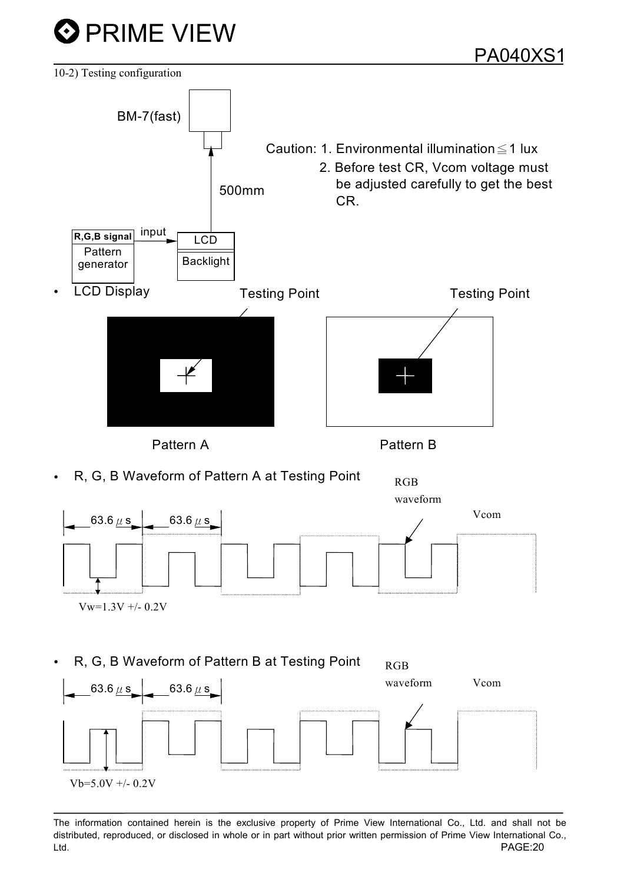10-2) Testing configuration

BM-7(fast)

500mm

Caution: 1. Environmental illumination ≦ 1 lux

2. Before test CR, Vcom voltage must be adjusted carefully to get the best CR.

R,G,B signal

Pattern generator

input

LCD

Backlight

- LCD Display

Testing Point

Testing Point

Pattern A

Pattern B

- R, G, B Waveform of Pattern A at Testing Point

RGB waveform

Vcom

63.6 $\mu$ s

63.6 $\mu$ s

Vw=1.3V +/- 0.2V

- R, G, B Waveform of Pattern B at Testing Point

RGB waveform

Vcom

63.6 $\mu$ s

63.6 $\mu$ s

Vb=5.0V +/- 0.2V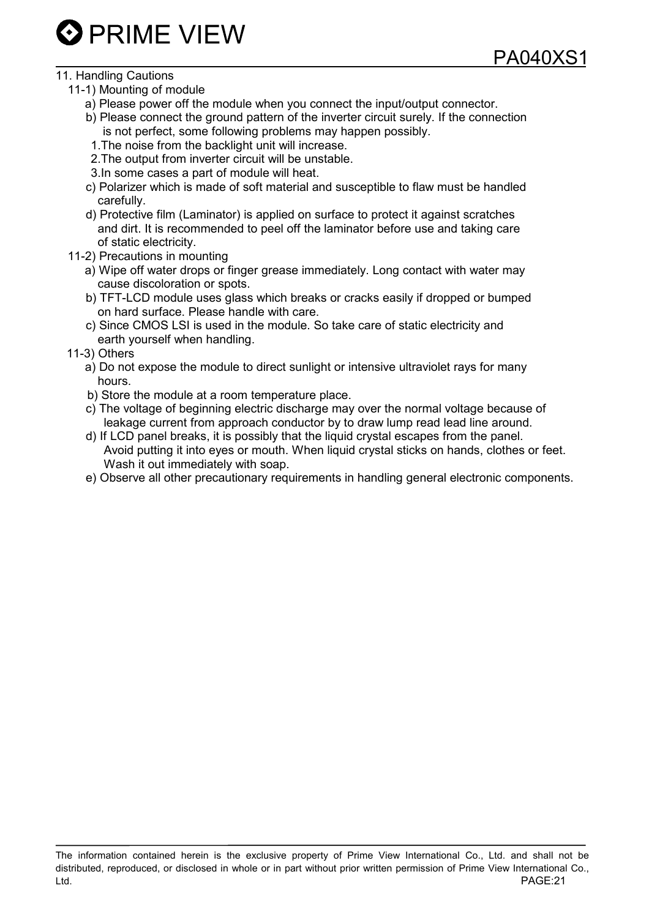## 11. Handling Cautions

### 11-1) Mounting of module

a) Please power off the module when you connect the input/output connector.

b) Please connect the ground pattern of the inverter circuit surely. If the connection is not perfect, some following problems may happen possibly.

1. The noise from the backlight unit will increase.
2. The output from inverter circuit will be unstable.
3. In some cases a part of module will heat.

c) Polarizer which is made of soft material and susceptible to flaw must be handled carefully.

d) Protective film (Laminator) is applied on surface to protect it against scratches and dirt. It is recommended to peel off the laminator before use and taking care of static electricity.

### 11-2) Precautions in mounting

a) Wipe off water drops or finger grease immediately. Long contact with water may cause discoloration or spots.

b) TFT-LCD module uses glass which breaks or cracks easily if dropped or bumped on hard surface. Please handle with care.

c) Since CMOS LSI is used in the module. So take care of static electricity and earth yourself when handling.

### 11-3) Others

a) Do not expose the module to direct sunlight or intensive ultraviolet rays for many hours.

b) Store the module at a room temperature place.

c) The voltage of beginning electric discharge may over the normal voltage because of leakage current from approach conductor by to draw lump read lead line around.

d) If LCD panel breaks, it is possibly that the liquid crystal escapes from the panel. Avoid putting it into eyes or mouth. When liquid crystal sticks on hands, clothes or feet. Wash it out immediately with soap.

e) Observe all other precautionary requirements in handling general electronic components.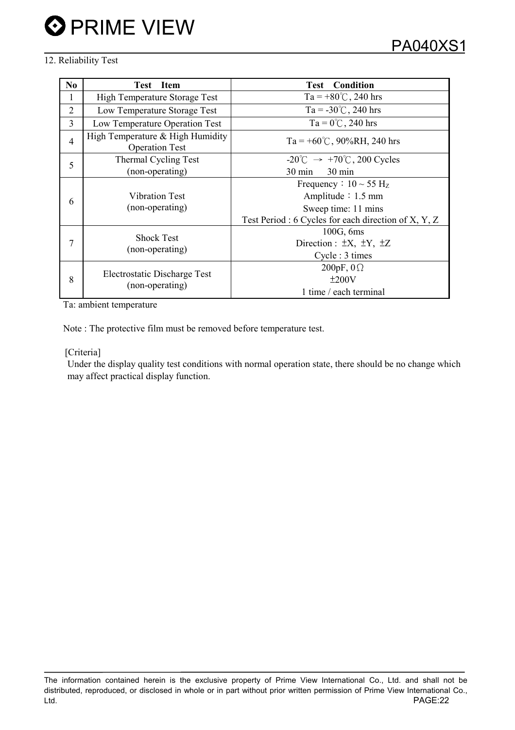## 12. Reliability Test

| No | Test Item | Test Condition |
|---|---|---|
| 1 | High Temperature Storage Test | Ta = +80℃, 240 hrs |
| 2 | Low Temperature Storage Test | Ta = -30℃, 240 hrs |
| 3 | Low Temperature Operation Test | Ta = 0℃, 240 hrs |
| 4 | High Temperature & High Humidity Operation Test | Ta = +60℃, 90%RH, 240 hrs |
| 5 | Thermal Cycling Test (non-operating) | -20℃ → +70℃, 200 Cycles<br>30 min 30 min |
| 6 | Vibration Test (non-operating) | Frequency：10 ~ 55 Hz<br>Amplitude：1.5 mm<br>Sweep time: 11 mins<br>Test Period : 6 Cycles for each direction of X, Y, Z |
| 7 | Shock Test (non-operating) | 100G, 6ms<br>Direction : ±X, ±Y, ±Z<br>Cycle : 3 times |
| 8 | Electrostatic Discharge Test (non-operating) | 200pF, 0Ω<br>±200V<br>1 time / each terminal |

Ta: ambient temperature

Note : The protective film must be removed before temperature test.

[Criteria]

Under the display quality test conditions with normal operation state, there should be no change which may affect practical display function.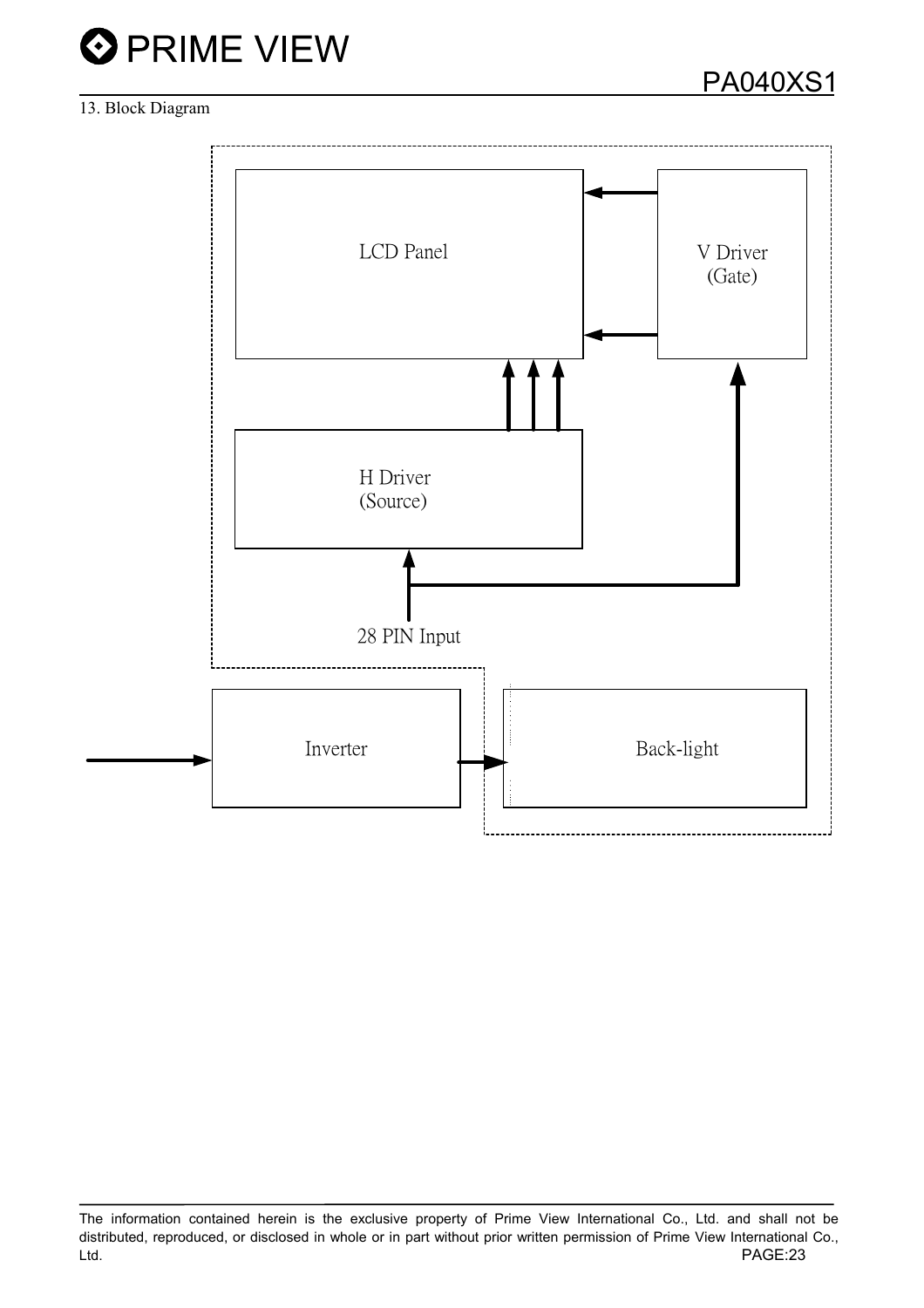13. Block Diagram

LCD Panel

V Driver
(Gate)

H Driver
(Source)

28 PIN Input

Inverter

Back-light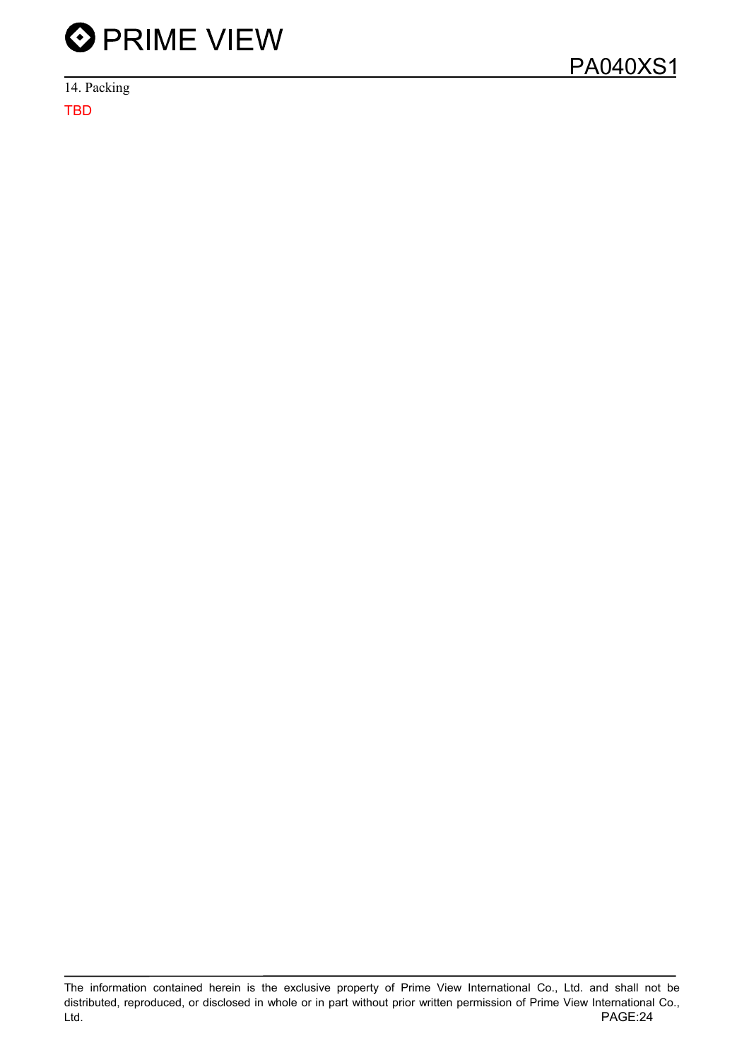## 14. Packing

TBD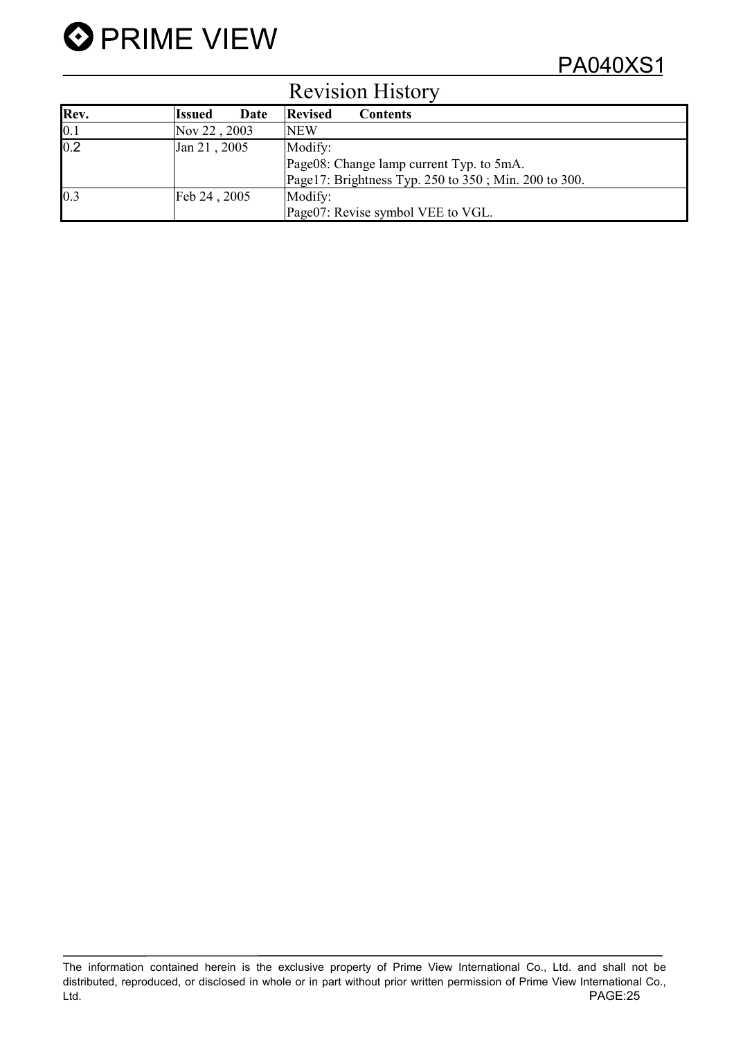# Revision History

| Rev. | Issued Date | Revised Contents |
|---|---|---|
| 0.1 | Nov 22 , 2003 | NEW |
| 0.2 | Jan 21 , 2005 | Modify:<br>Page08: Change lamp current Typ. to 5mA.<br>Page17: Brightness Typ. 250 to 350 ; Min. 200 to 300. |
| 0.3 | Feb 24 , 2005 | Modify:<br>Page07: Revise symbol VEE to VGL. |

The information contained herein is the exclusive property of Prime View International Co., Ltd. and shall not be distributed, reproduced, or disclosed in whole or in part without prior written permission of Prime View International Co., Ltd.